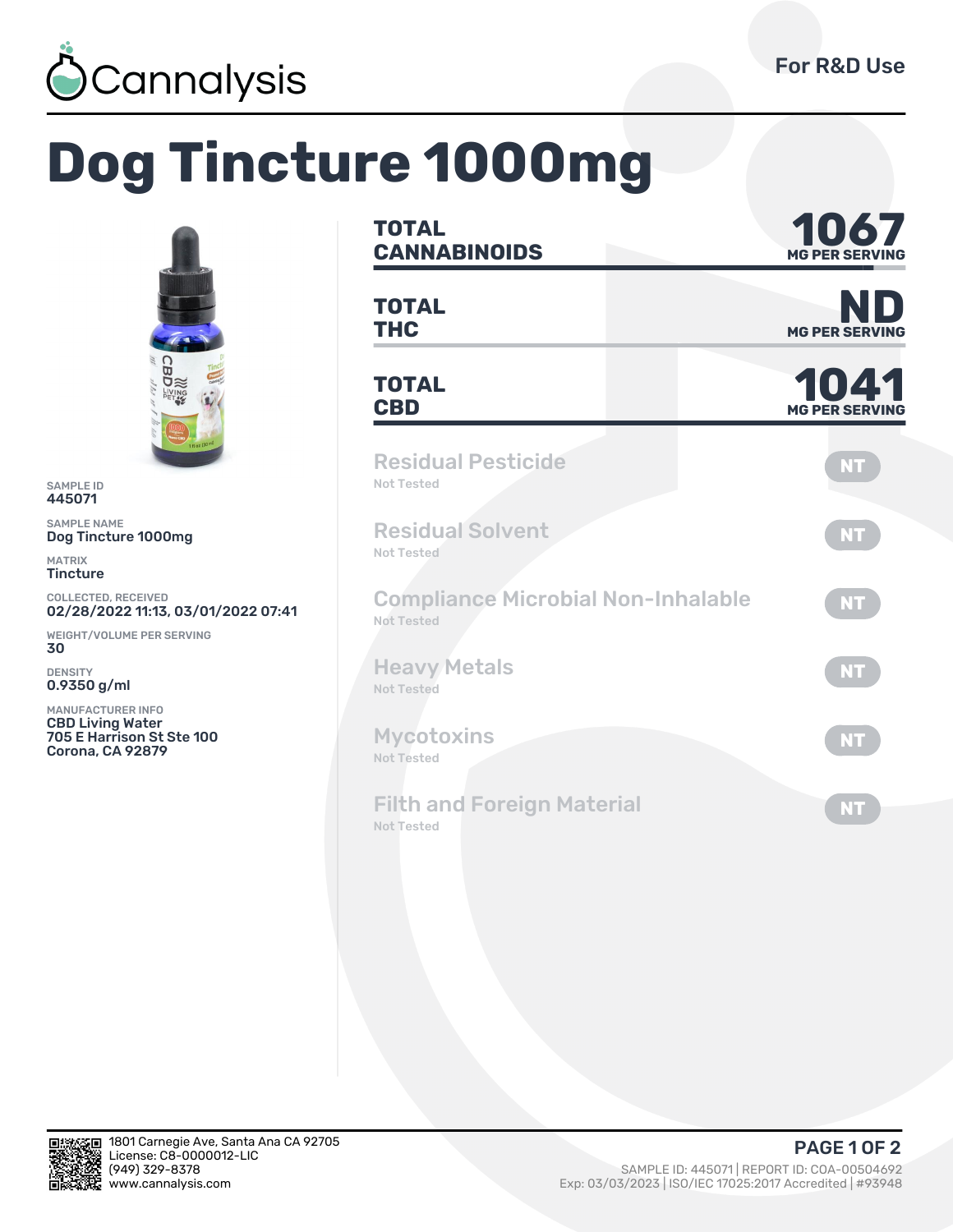Cannalysis

For R&D Use

# Dog Tincture 1000mg

SAMPLE ID
445071

SAMPLE NAME
Dog Tincture 1000mg

MATRIX
Tincture

COLLECTED, RECEIVED
02/28/2022 11:13, 03/01/2022 07:41

WEIGHT/VOLUME PER SERVING
30

DENSITY
0.9350 g/ml

MANUFACTURER INFO
CBD Living Water
705 E Harrison St Ste 100
Corona, CA 92879

| | |
|---|---|
| **TOTAL CANNABINOIDS** | **1067** MG PER SERVING |
| **TOTAL THC** | **ND** MG PER SERVING |
| **TOTAL CBD** | **1041** MG PER SERVING |

| Test | Result |
|---|---|
| Residual Pesticide — Not Tested | NT |
| Residual Solvent — Not Tested | NT |
| Compliance Microbial Non-Inhalable — Not Tested | NT |
| Heavy Metals — Not Tested | NT |
| Mycotoxins — Not Tested | NT |
| Filth and Foreign Material — Not Tested | NT |

1801 Carnegie Ave, Santa Ana CA 92705
License: C8-0000012-LIC
(949) 329-8378
www.cannalysis.com

SAMPLE ID: 445071 | REPORT ID: COA-00504692
Exp: 03/03/2023 | ISO/IEC 17025:2017 Accredited | #93948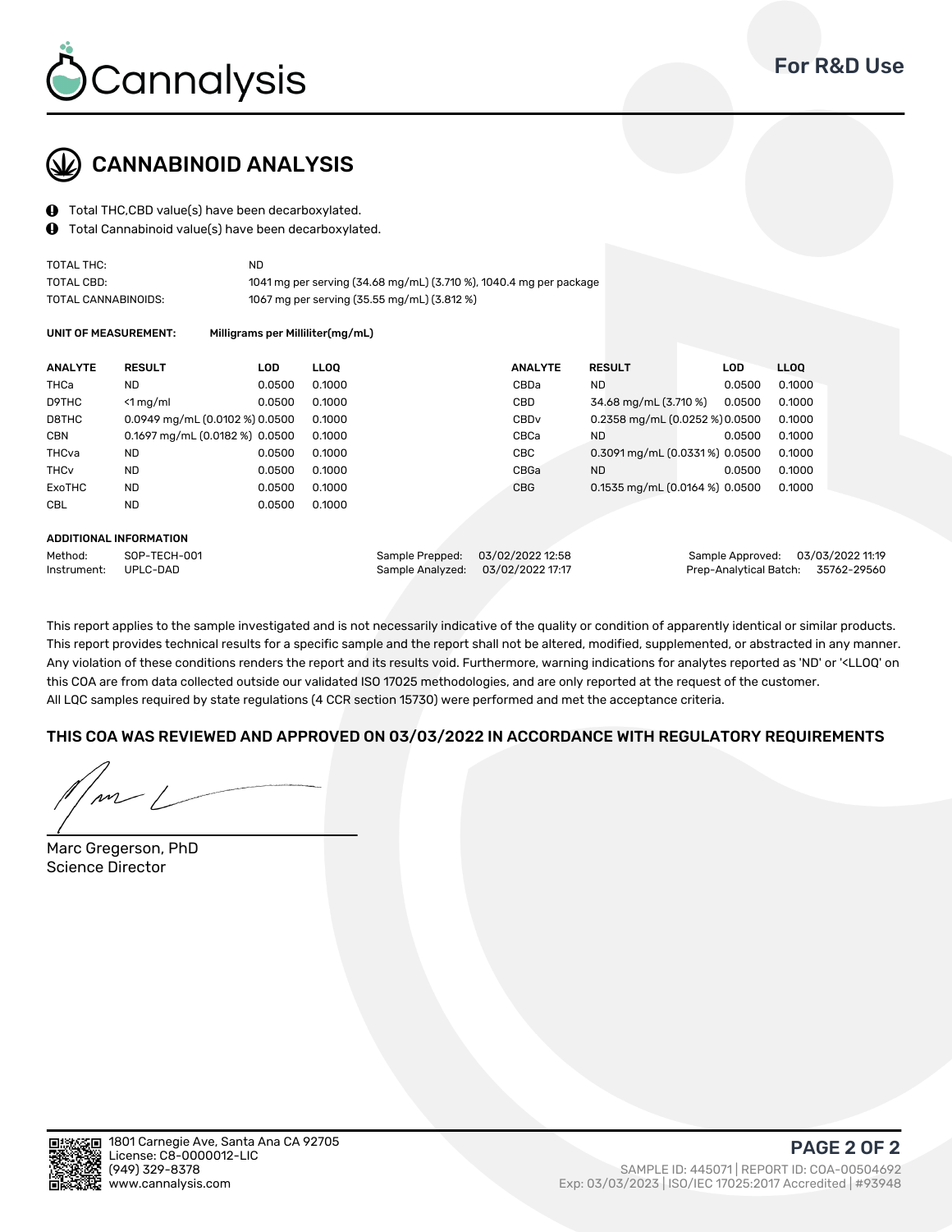Cannalysis

For R&D Use

# CANNABINOID ANALYSIS

- Total THC,CBD value(s) have been decarboxylated.
- Total Cannabinoid value(s) have been decarboxylated.

| | |
|---|---|
| TOTAL THC: | ND |
| TOTAL CBD: | 1041 mg per serving (34.68 mg/mL) (3.710 %), 1040.4 mg per package |
| TOTAL CANNABINOIDS: | 1067 mg per serving (35.55 mg/mL) (3.812 %) |

**UNIT OF MEASUREMENT:** **Milligrams per Milliliter(mg/mL)**

| ANALYTE | RESULT | LOD | LLOQ | ANALYTE | RESULT | LOD | LLOQ |
|---|---|---|---|---|---|---|---|
| THCa | ND | 0.0500 | 0.1000 | CBDa | ND | 0.0500 | 0.1000 |
| D9THC | <1 mg/ml | 0.0500 | 0.1000 | CBD | 34.68 mg/mL (3.710 %) | 0.0500 | 0.1000 |
| D8THC | 0.0949 mg/mL (0.0102 %) | 0.0500 | 0.1000 | CBDv | 0.2358 mg/mL (0.0252 %) | 0.0500 | 0.1000 |
| CBN | 0.1697 mg/mL (0.0182 %) | 0.0500 | 0.1000 | CBCa | ND | 0.0500 | 0.1000 |
| THCva | ND | 0.0500 | 0.1000 | CBC | 0.3091 mg/mL (0.0331 %) | 0.0500 | 0.1000 |
| THCv | ND | 0.0500 | 0.1000 | CBGa | ND | 0.0500 | 0.1000 |
| ExoTHC | ND | 0.0500 | 0.1000 | CBG | 0.1535 mg/mL (0.0164 %) | 0.0500 | 0.1000 |
| CBL | ND | 0.0500 | 0.1000 | | | | |

**ADDITIONAL INFORMATION**

| | | | | | |
|---|---|---|---|---|---|
| Method: | SOP-TECH-001 | Sample Prepped: | 03/02/2022 12:58 | Sample Approved: | 03/03/2022 11:19 |
| Instrument: | UPLC-DAD | Sample Analyzed: | 03/02/2022 17:17 | Prep-Analytical Batch: | 35762-29560 |

This report applies to the sample investigated and is not necessarily indicative of the quality or condition of apparently identical or similar products. This report provides technical results for a specific sample and the report shall not be altered, modified, supplemented, or abstracted in any manner. Any violation of these conditions renders the report and its results void. Furthermore, warning indications for analytes reported as 'ND' or '<LLOQ' on this COA are from data collected outside our validated ISO 17025 methodologies, and are only reported at the request of the customer. All LQC samples required by state regulations (4 CCR section 15730) were performed and met the acceptance criteria.

**THIS COA WAS REVIEWED AND APPROVED ON 03/03/2022 IN ACCORDANCE WITH REGULATORY REQUIREMENTS**

Marc Gregerson, PhD
Science Director

1801 Carnegie Ave, Santa Ana CA 92705
License: C8-0000012-LIC
(949) 329-8378
www.cannalysis.com

SAMPLE ID: 445071 | REPORT ID: COA-00504692
Exp: 03/03/2023 | ISO/IEC 17025:2017 Accredited | #93948